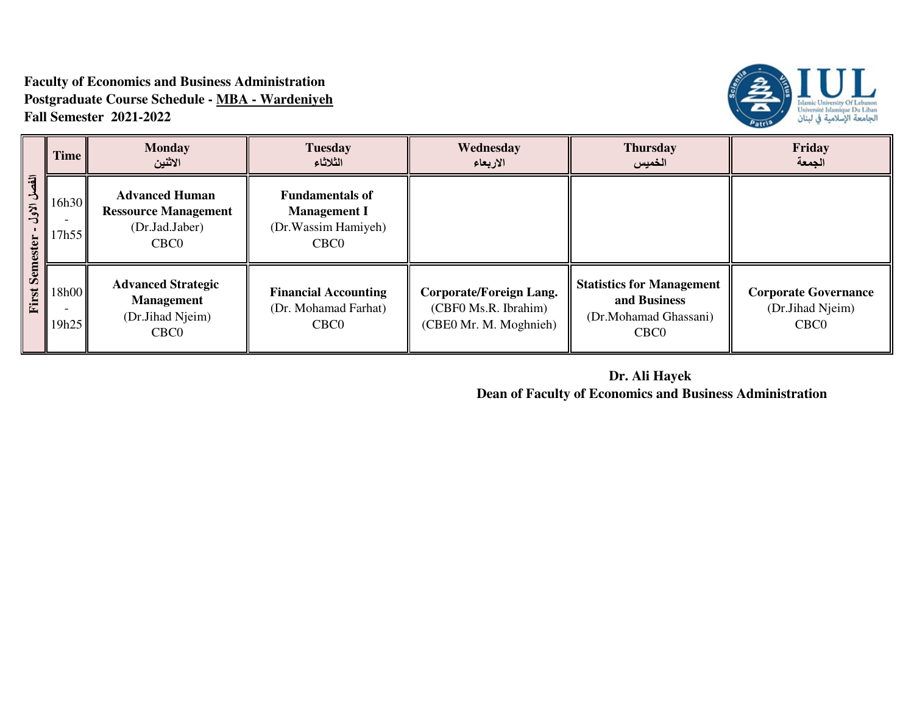**Faculty of Economics and Business Administration**
**Postgraduate Course Schedule - MBA - Wardeniyeh**
**Fall Semester 2021-2022**

| First Semester - الفصل الاول | Time | Monday الاثنين | Tuesday الثلاثاء | Wednesday الاربعاء | Thursday الخميس | Friday الجمعة |
|---|---|---|---|---|---|---|
| | 16h30 - 17h55 | **Advanced Human Ressource Management** (Dr.Jad.Jaber) CBC0 | **Fundamentals of Management I** (Dr.Wassim Hamiyeh) CBC0 | | | |
| | 18h00 - 19h25 | **Advanced Strategic Management** (Dr.Jihad Njeim) CBC0 | **Financial Accounting** (Dr. Mohamad Farhat) CBC0 | **Corporate/Foreign Lang.** (CBF0 Ms.R. Ibrahim) (CBE0 Mr. M. Moghnieh) | **Statistics for Management and Business** (Dr.Mohamad Ghassani) CBC0 | **Corporate Governance** (Dr.Jihad Njeim) CBC0 |

**Dr. Ali Hayek**
**Dean of Faculty of Economics and Business Administration**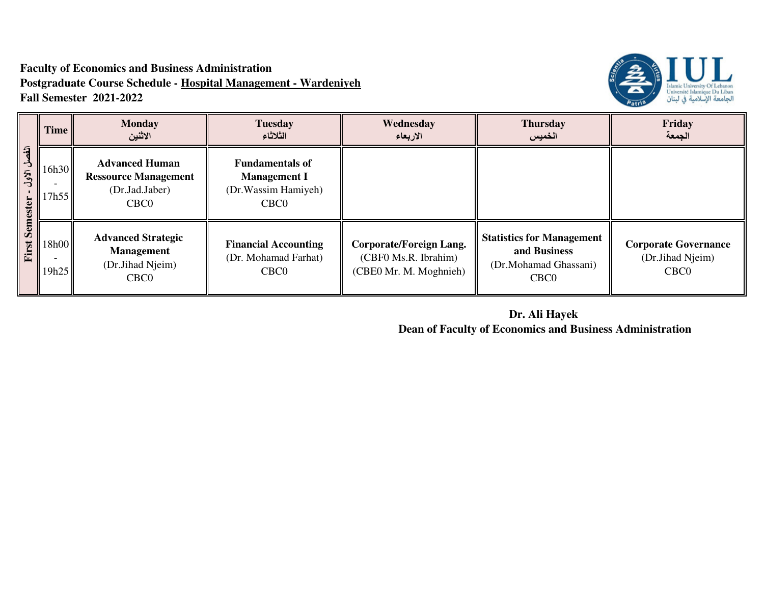**Faculty of Economics and Business Administration**
**Postgraduate Course Schedule - Hospital Management - Wardeniyeh**
**Fall Semester 2021-2022**

| First Semester - الفصل الأول | Time | Monday الاثنين | Tuesday الثلاثاء | Wednesday الاربعاء | Thursday الخميس | Friday الجمعة |
|---|---|---|---|---|---|---|
| | 16h30 - 17h55 | **Advanced Human Ressource Management** (Dr.Jad.Jaber) CBC0 | **Fundamentals of Management I** (Dr.Wassim Hamiyeh) CBC0 | | | |
| | 18h00 - 19h25 | **Advanced Strategic Management** (Dr.Jihad Njeim) CBC0 | **Financial Accounting** (Dr. Mohamad Farhat) CBC0 | **Corporate/Foreign Lang.** (CBF0 Ms.R. Ibrahim) (CBE0 Mr. M. Moghnieh) | **Statistics for Management and Business** (Dr.Mohamad Ghassani) CBC0 | **Corporate Governance** (Dr.Jihad Njeim) CBC0 |

**Dr. Ali Hayek**
**Dean of Faculty of Economics and Business Administration**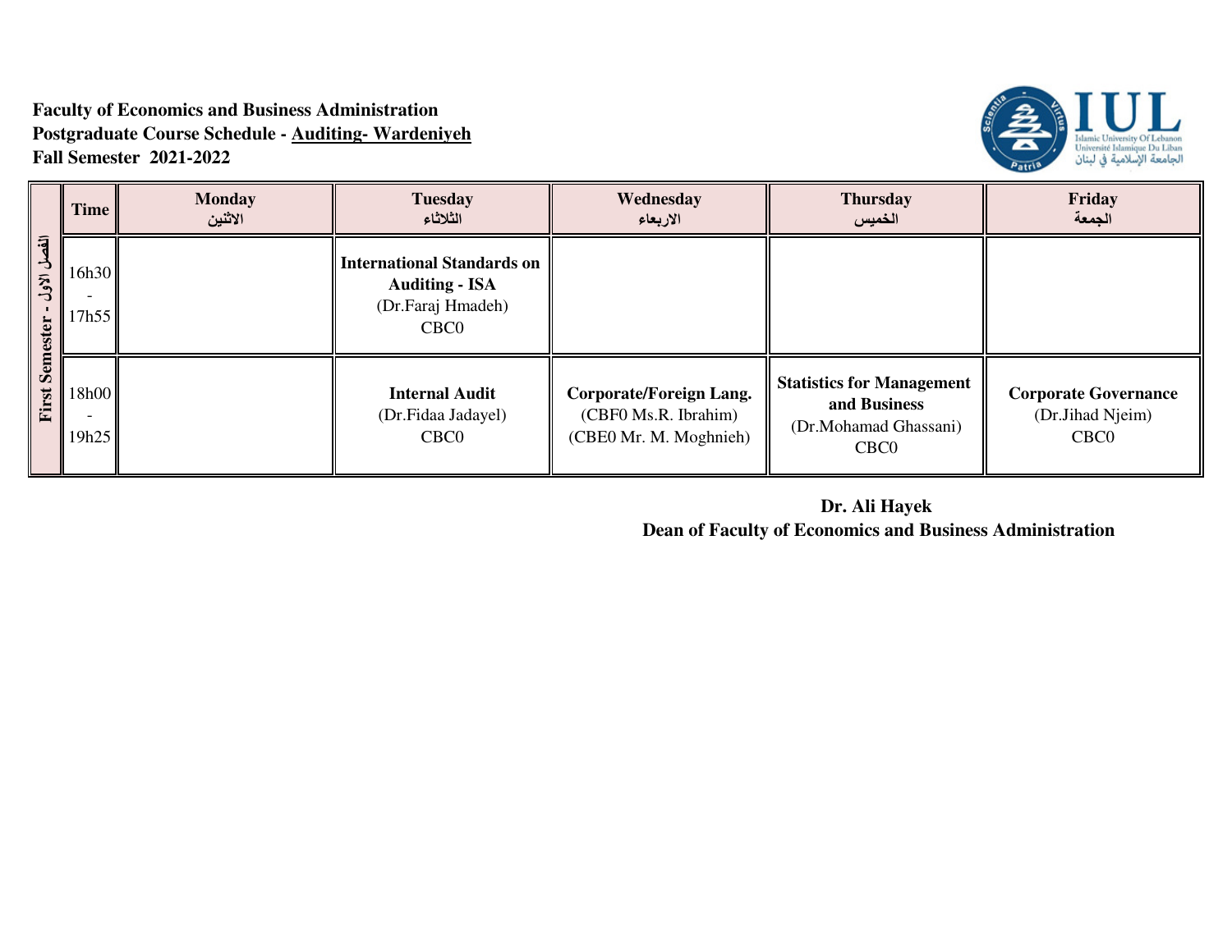**Faculty of Economics and Business Administration**
**Postgraduate Course Schedule - Auditing- Wardeniyeh**
**Fall Semester 2021-2022**

| First Semester - الفصل الاول | Time | Monday الاثنين | Tuesday الثلاثاء | Wednesday الاربعاء | Thursday الخميس | Friday الجمعة |
|---|---|---|---|---|---|---|
| | 16h30 - 17h55 | | **International Standards on Auditing - ISA** (Dr.Faraj Hmadeh) CBC0 | | | |
| | 18h00 - 19h25 | | **Internal Audit** (Dr.Fidaa Jadayel) CBC0 | **Corporate/Foreign Lang.** (CBF0 Ms.R. Ibrahim) (CBE0 Mr. M. Moghnieh) | **Statistics for Management and Business** (Dr.Mohamad Ghassani) CBC0 | **Corporate Governance** (Dr.Jihad Njeim) CBC0 |

**Dr. Ali Hayek**
**Dean of Faculty of Economics and Business Administration**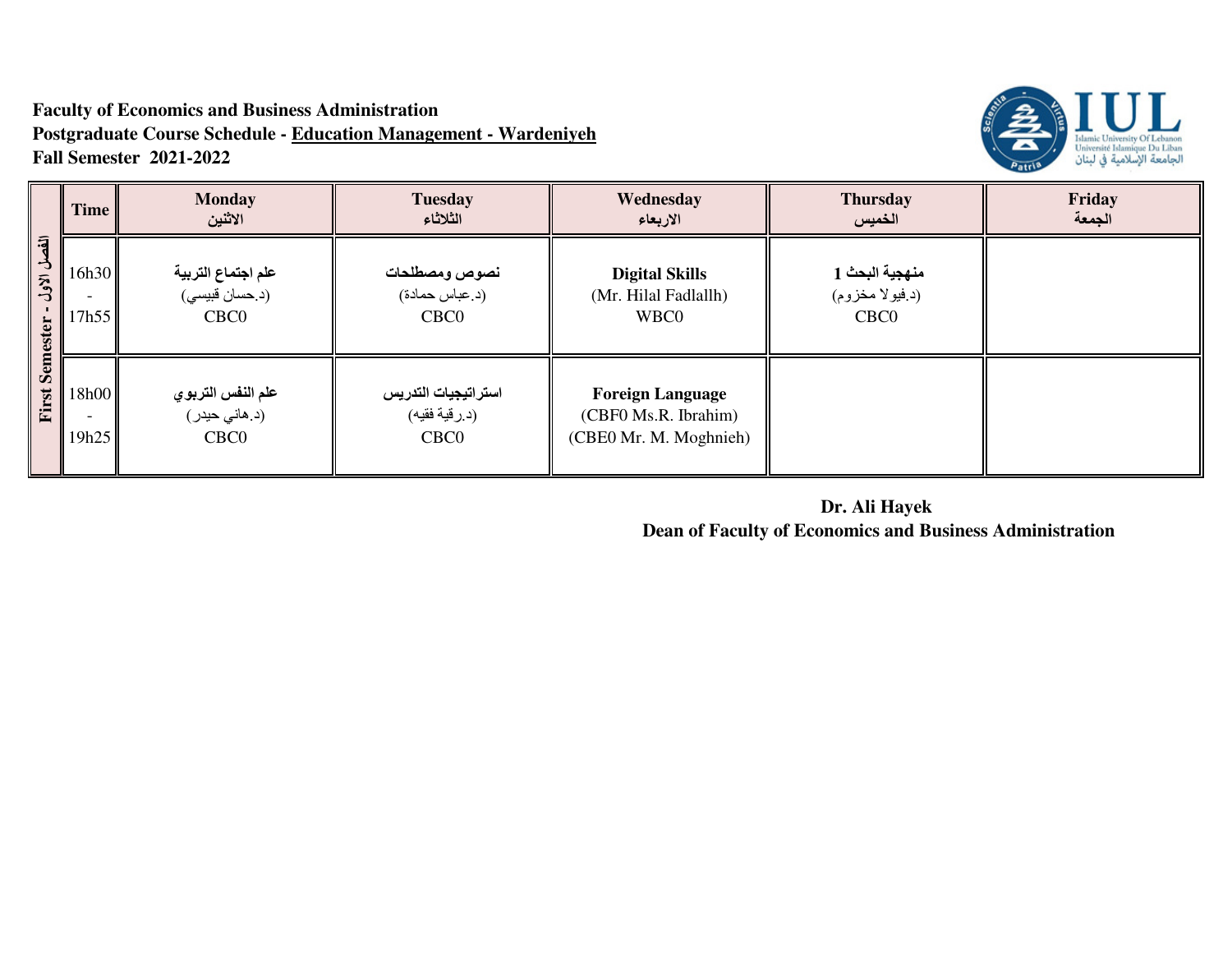**Faculty of Economics and Business Administration**
**Postgraduate Course Schedule - Education Management - Wardeniyeh**
**Fall Semester 2021-2022**

| First Semester - الفصل الاول | Time | Monday<br>الاثنين | Tuesday<br>الثلاثاء | Wednesday<br>الاربعاء | Thursday<br>الخميس | Friday<br>الجمعة |
|---|---|---|---|---|---|---|
| | 16h30 - 17h55 | **علم اجتماع التربية**<br>(د.حسان قبيسي)<br>CBC0 | **نصوص ومصطلحات**<br>(د.عباس حمادة)<br>CBC0 | **Digital Skills**<br>(Mr. Hilal Fadlallh)<br>WBC0 | **منهجية البحث 1**<br>(د.فيولا مخزوم)<br>CBC0 | |
| | 18h00 - 19h25 | **علم النفس التربوي**<br>(د.هاني حيدر)<br>CBC0 | **استراتيجيات التدريس**<br>(د.رقية فقيه)<br>CBC0 | **Foreign Language**<br>(CBF0 Ms.R. Ibrahim)<br>(CBE0 Mr. M. Moghnieh) | | |

**Dr. Ali Hayek**
**Dean of Faculty of Economics and Business Administration**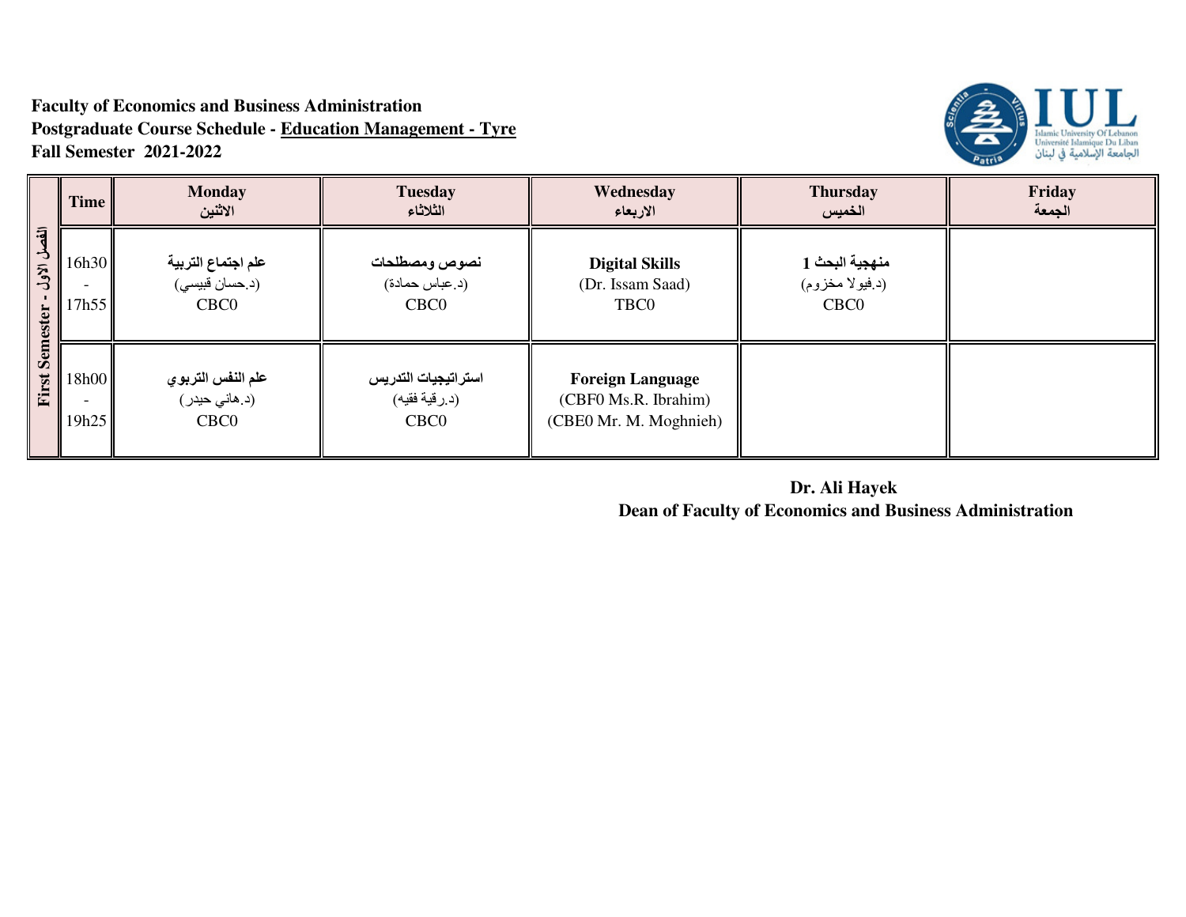**Faculty of Economics and Business Administration**
**Postgraduate Course Schedule - Education Management - Tyre**
**Fall Semester 2021-2022**

| First Semester - الفصل الاول | Time | Monday<br>الاثنين | Tuesday<br>الثلاثاء | Wednesday<br>الاربعاء | Thursday<br>الخميس | Friday<br>الجمعة |
|---|---|---|---|---|---|---|
| | 16h30 - 17h55 | **علم اجتماع التربية**<br>(د.حسان قبيسي)<br>CBC0 | **نصوص ومصطلحات**<br>(د.عباس حمادة)<br>CBC0 | **Digital Skills**<br>(Dr. Issam Saad)<br>TBC0 | **منهجية البحث 1**<br>(د.فيولا مخزوم)<br>CBC0 | |
| | 18h00 - 19h25 | **علم النفس التربوي**<br>(د.هاني حيدر)<br>CBC0 | **استراتيجيات التدريس**<br>(د.رقية فقيه)<br>CBC0 | **Foreign Language**<br>(CBF0 Ms.R. Ibrahim)<br>(CBE0 Mr. M. Moghnieh) | | |

**Dr. Ali Hayek**
**Dean of Faculty of Economics and Business Administration**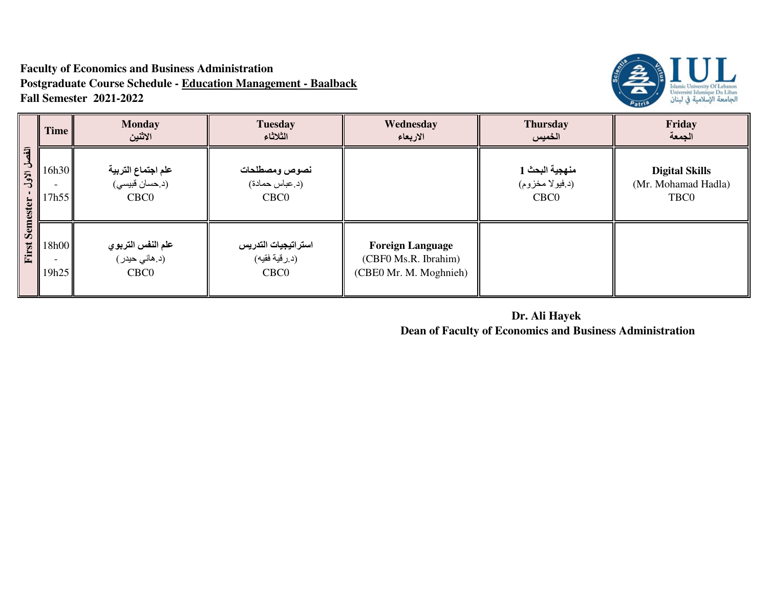**Faculty of Economics and Business Administration**
**Postgraduate Course Schedule - Education Management - Baalback**
**Fall Semester 2021-2022**

| First Semester - الفصل الاول | Time | Monday الاثنين | Tuesday الثلاثاء | Wednesday الاربعاء | Thursday الخميس | Friday الجمعة |
|---|---|---|---|---|---|---|
| | 16h30 - 17h55 | **علم اجتماع التربية** (د.حسان قبيسي) CBC0 | **نصوص ومصطلحات** (د.عباس حمادة) CBC0 | | **منهجية البحث 1** (د.فيولا مخزوم) CBC0 | **Digital Skills** (Mr. Mohamad Hadla) TBC0 |
| | 18h00 - 19h25 | **علم النفس التربوي** (د.هاني حيدر) CBC0 | **استراتيجيات التدريس** (د.رقية فقيه) CBC0 | **Foreign Language** (CBF0 Ms.R. Ibrahim) (CBE0 Mr. M. Moghnieh) | | |

**Dr. Ali Hayek**
**Dean of Faculty of Economics and Business Administration**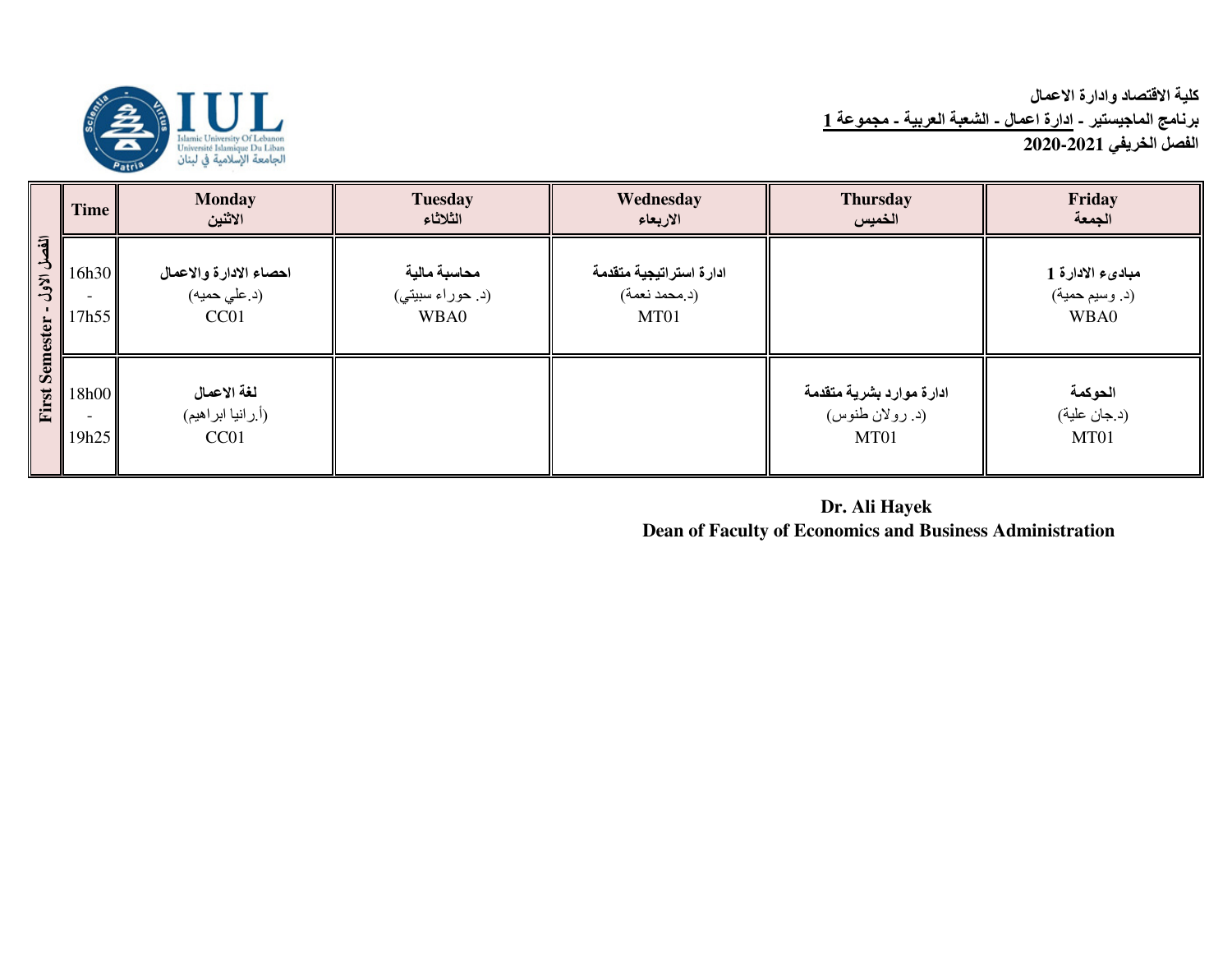**كلية الاقتصاد وادارة الاعمال**

**برنامج الماجيستير - ادارة اعمال - الشعبة العربية - مجموعة 1**

**الفصل الخريفي 2020-2021**

| First Semester - الفصل الاول | Time | Monday الاثنين | Tuesday الثلاثاء | Wednesday الاربعاء | Thursday الخميس | Friday الجمعة |
|---|---|---|---|---|---|---|
| | 16h30 - 17h55 | **احصاء الادارة والاعمال** (د.علي حميه) CC01 | **محاسبة مالية** (د. حوراء سبيتي) WBA0 | **ادارة استراتيجية متقدمة** (د.محمد نعمة) MT01 | | **مبادىء الادارة 1** (د. وسيم حمية) WBA0 |
| | 18h00 - 19h25 | **لغة الاعمال** (أ.رانيا ابراهيم) CC01 | | | **ادارة موارد بشرية متقدمة** (د. رولان طنوس) MT01 | **الحوكمة** (د.جان علية) MT01 |

**Dr. Ali Hayek**
**Dean of Faculty of Economics and Business Administration**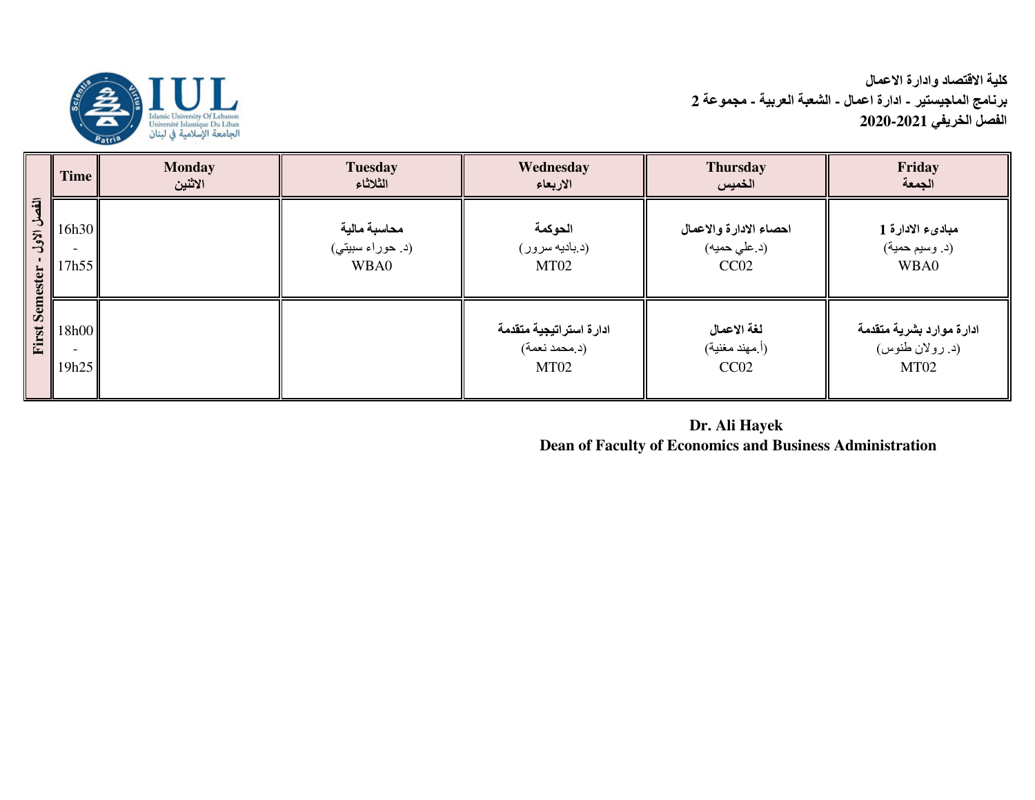**كلية الاقتصاد وادارة الاعمال**
**برنامج الماجيستير - ادارة اعمال - الشعبة العربية - مجموعة 2**
**الفصل الخريفي 2020-2021**

| First Semester - الفصل الاول | Time | Monday الاثنين | Tuesday الثلاثاء | Wednesday الاربعاء | Thursday الخميس | Friday الجمعة |
|---|---|---|---|---|---|---|
| | 16h30 - 17h55 | | **محاسبة مالية** (د. حوراء سبيتي) WBA0 | **الحوكمة** (د.باديه سرور) MT02 | **احصاء الادارة والاعمال** (د.علي حميه) CC02 | **مبادىء الادارة 1** (د. وسيم حمية) WBA0 |
| | 18h00 - 19h25 | | | **ادارة استراتيجية متقدمة** (د.محمد نعمة) MT02 | **لغة الاعمال** (أ.مهند مغنية) CC02 | **ادارة موارد بشرية متقدمة** (د. رولان طنوس) MT02 |

**Dr. Ali Hayek**
**Dean of Faculty of Economics and Business Administration**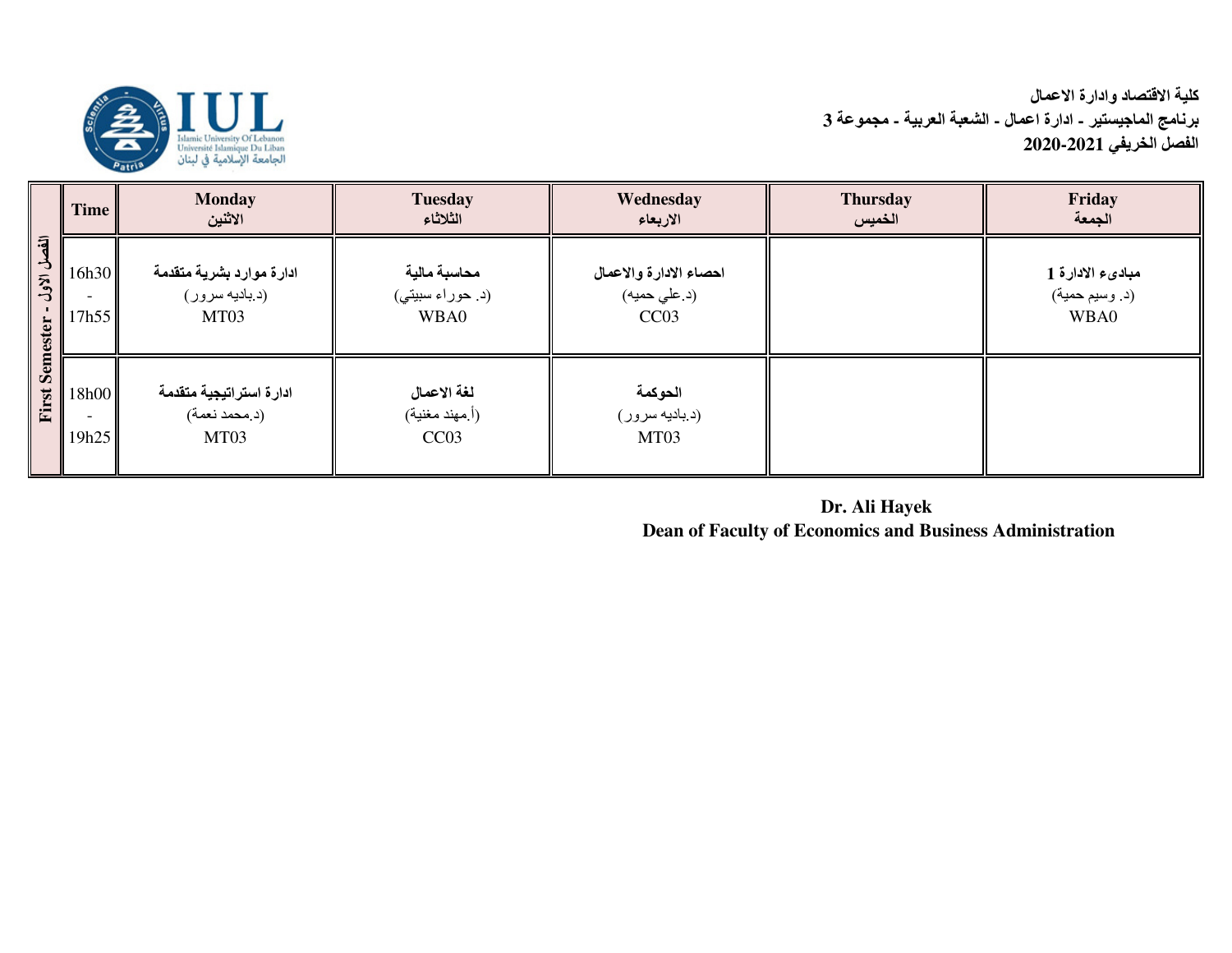**كلية الاقتصاد وادارة الاعمال**
**برنامج الماجيستير - ادارة اعمال - الشعبة العربية - مجموعة 3**
**الفصل الخريفي 2020-2021**

| First Semester - الفصل الاول | Time | Monday الاثنين | Tuesday الثلاثاء | Wednesday الاربعاء | Thursday الخميس | Friday الجمعة |
|---|---|---|---|---|---|---|
| | 16h30 - 17h55 | **ادارة موارد بشرية متقدمة** (د.باديه سرور) MT03 | **محاسبة مالية** (د. حوراء سبيتي) WBA0 | **احصاء الادارة والاعمال** (د.علي حميه) CC03 | | **مبادىء الادارة 1** (د. وسيم حمية) WBA0 |
| | 18h00 - 19h25 | **ادارة استراتيجية متقدمة** (د.محمد نعمة) MT03 | **لغة الاعمال** (أ.مهند مغنية) CC03 | **الحوكمة** (د.باديه سرور) MT03 | | |

**Dr. Ali Hayek**
**Dean of Faculty of Economics and Business Administration**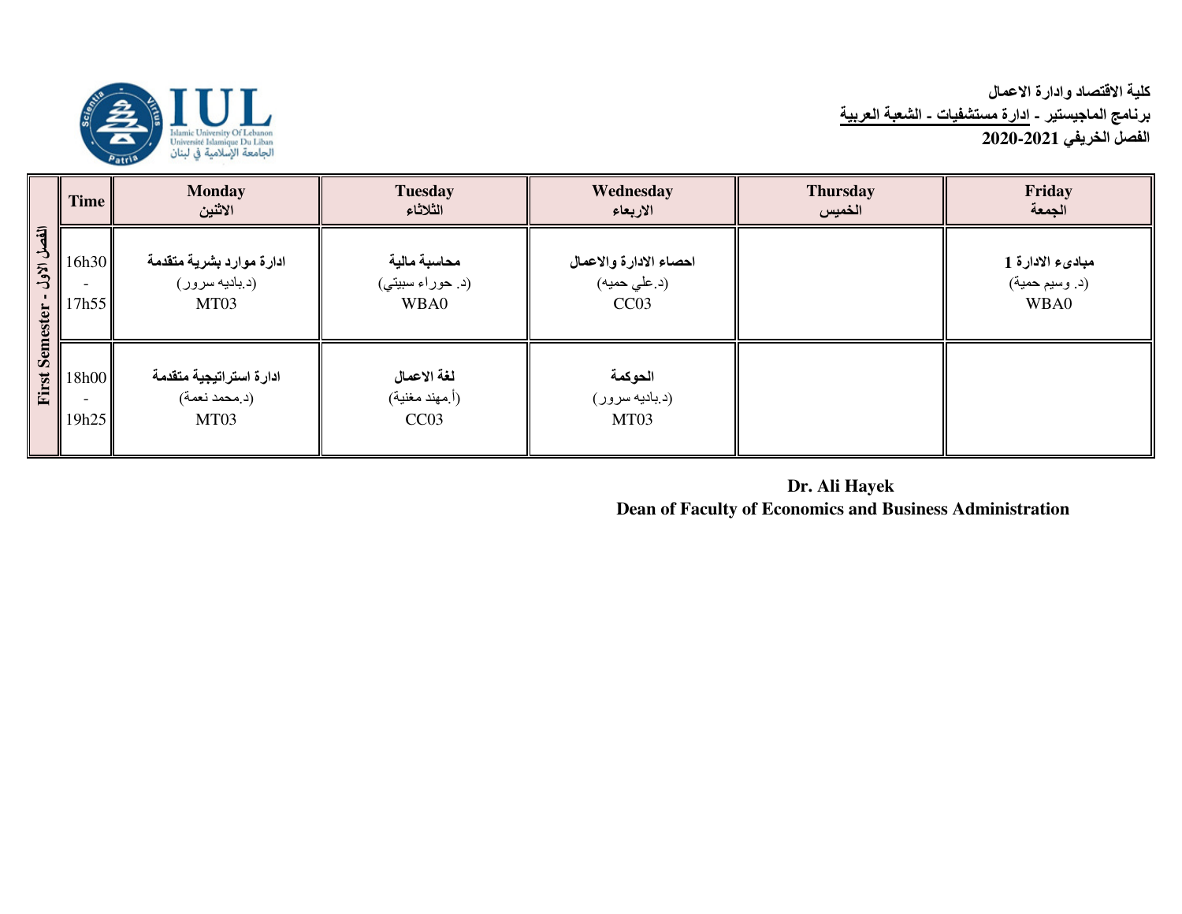كلية الاقتصاد وادارة الاعمال

برنامج الماجيستير - ادارة مستشفيات - الشعبة العربية

الفصل الخريفي 2020-2021

| الفصل الاول - First Semester | Time | Monday الاثنين | Tuesday الثلاثاء | Wednesday الاربعاء | Thursday الخميس | Friday الجمعة |
|---|---|---|---|---|---|---|
| | 16h30 - 17h55 | ادارة موارد بشرية متقدمة (د.باديه سرور) MT03 | محاسبة مالية (د. حوراء سبيتي) WBA0 | احصاء الادارة والاعمال (د.علي حميه) CC03 | | مبادىء الادارة 1 (د. وسيم حمية) WBA0 |
| | 18h00 - 19h25 | ادارة استراتيجية متقدمة (د.محمد نعمة) MT03 | لغة الاعمال (أ.مهند مغنية) CC03 | الحوكمة (د.باديه سرور) MT03 | | |

**Dr. Ali Hayek**

**Dean of Faculty of Economics and Business Administration**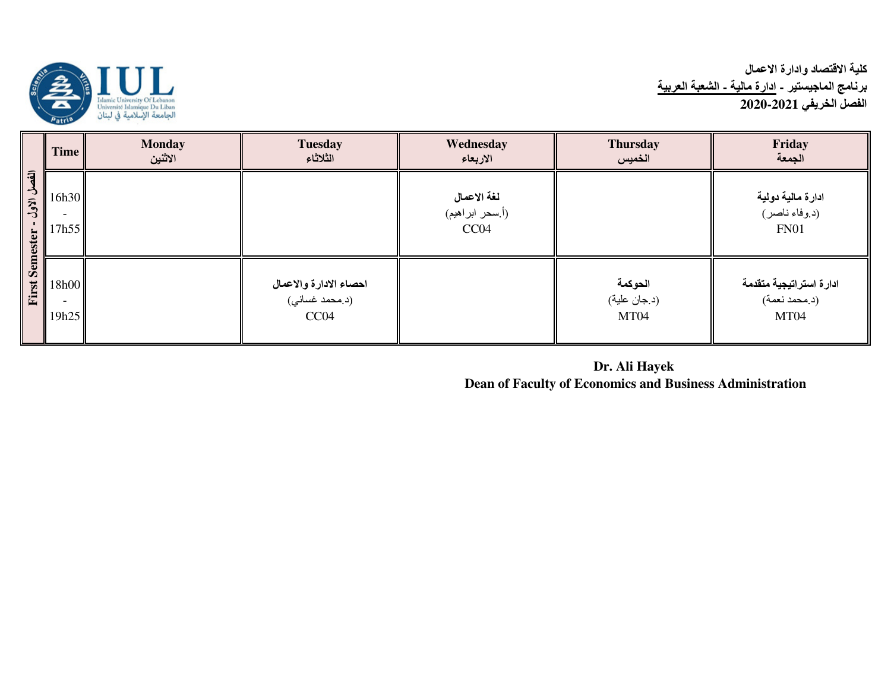**كلية الاقتصاد وادارة الاعمال**
**برنامج الماجيستير - ادارة مالية - الشعبة العربية**
**الفصل الخريفي 2021-2020**

Islamic University Of Lebanon
Université Islamique Du Liban
الجامعة الإسلامية في لبنان

| First Semester - الفصل الاول | Time | Monday الاثنين | Tuesday الثلاثاء | Wednesday الاربعاء | Thursday الخميس | Friday الجمعة |
|---|---|---|---|---|---|---|
| | 16h30 - 17h55 | | | **لغة الاعمال** (أ.سحر ابراهيم) CC04 | | **ادارة مالية دولية** (د.وفاء ناصر) FN01 |
| | 18h00 - 19h25 | | **احصاء الادارة والاعمال** (د.محمد غساني) CC04 | | **الحوكمة** (د.جان علية) MT04 | **ادارة استراتيجية متقدمة** (د.محمد نعمة) MT04 |

**Dr. Ali Hayek**
**Dean of Faculty of Economics and Business Administration**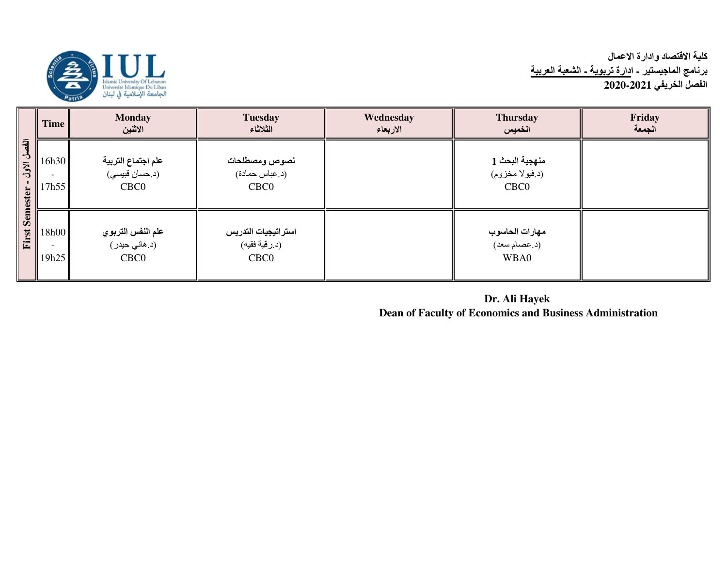**كلية الاقتصاد وادارة الاعمال**

**برنامج الماجيستير - ادارة تربوية - الشعبة العربية**

**الفصل الخريفي 2020-2021**

| | Time | Monday الاثنين | Tuesday الثلاثاء | Wednesday الاربعاء | Thursday الخميس | Friday الجمعة |
|---|---|---|---|---|---|---|
| First Semester - الفصل الاول | 16h30 - 17h55 | **علم اجتماع التربية** (د.حسان قبيسي) CBC0 | **نصوص ومصطلحات** (د.عباس حمادة) CBC0 | | **منهجية البحث 1** (د.فيولا مخزوم) CBC0 | |
| | 18h00 - 19h25 | **علم النفس التربوي** (د.هاني حيدر) CBC0 | **استراتيجيات التدريس** (د.رقية فقيه) CBC0 | | **مهارات الحاسوب** (د.عصام سعد) WBA0 | |

**Dr. Ali Hayek**

**Dean of Faculty of Economics and Business Administration**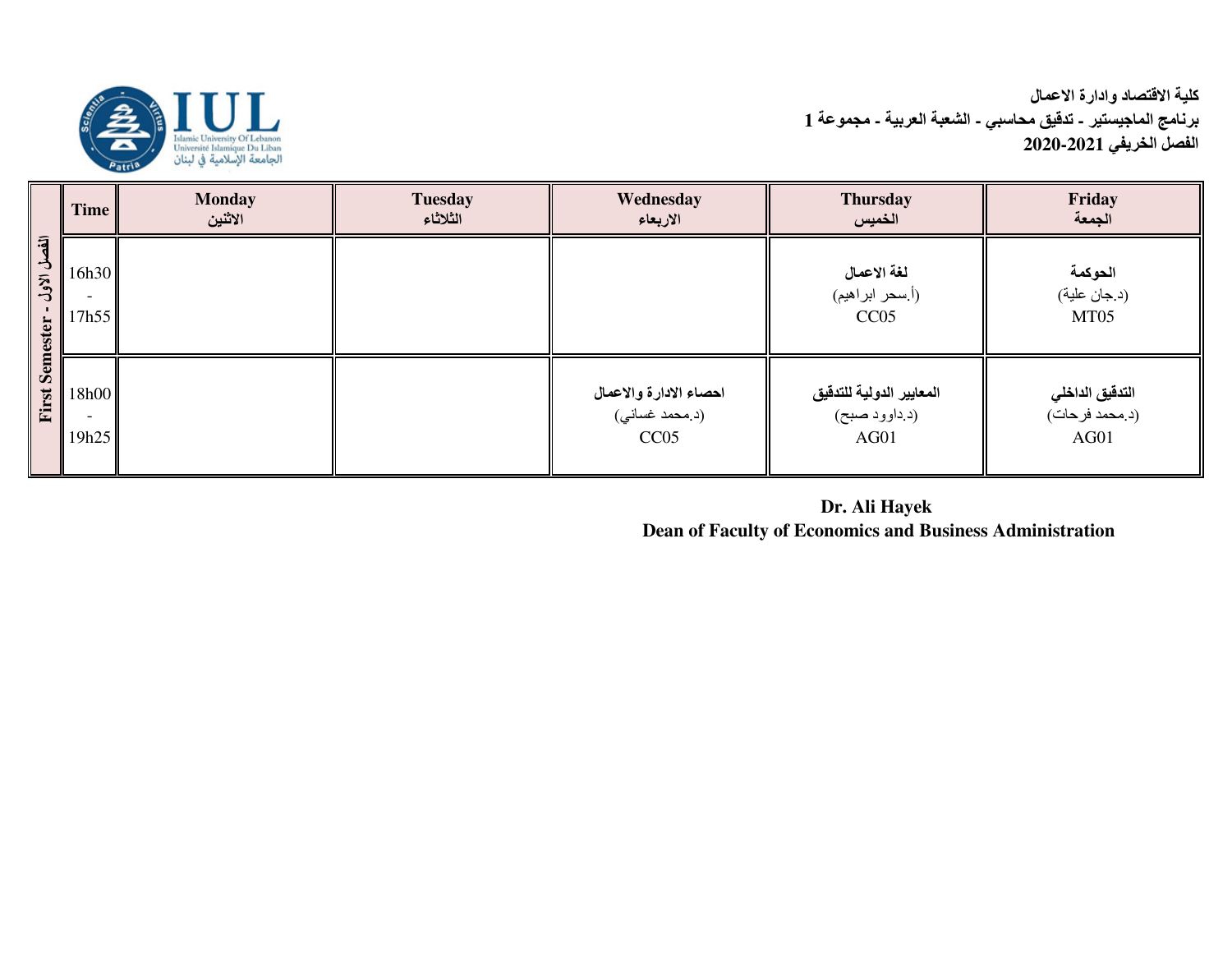**كلية الاقتصاد وادارة الاعمال**
**برنامج الماجيستير - تدقيق محاسبي - الشعبة العربية - مجموعة 1**
**الفصل الخريفي 2021-2020**

| First Semester - الفصل الاول | Time | Monday الاثنين | Tuesday الثلاثاء | Wednesday الاربعاء | Thursday الخميس | Friday الجمعة |
|---|---|---|---|---|---|---|
| | 16h30 - 17h55 | | | | **لغة الاعمال** (أ.سحر ابراهيم) CC05 | **الحوكمة** (د.جان علية) MT05 |
| | 18h00 - 19h25 | | | **احصاء الادارة والاعمال** (د.محمد غساني) CC05 | **المعايير الدولية للتدقيق** (د.داوود صبح) AG01 | **التدقيق الداخلي** (د.محمد فرحات) AG01 |

**Dr. Ali Hayek**
**Dean of Faculty of Economics and Business Administration**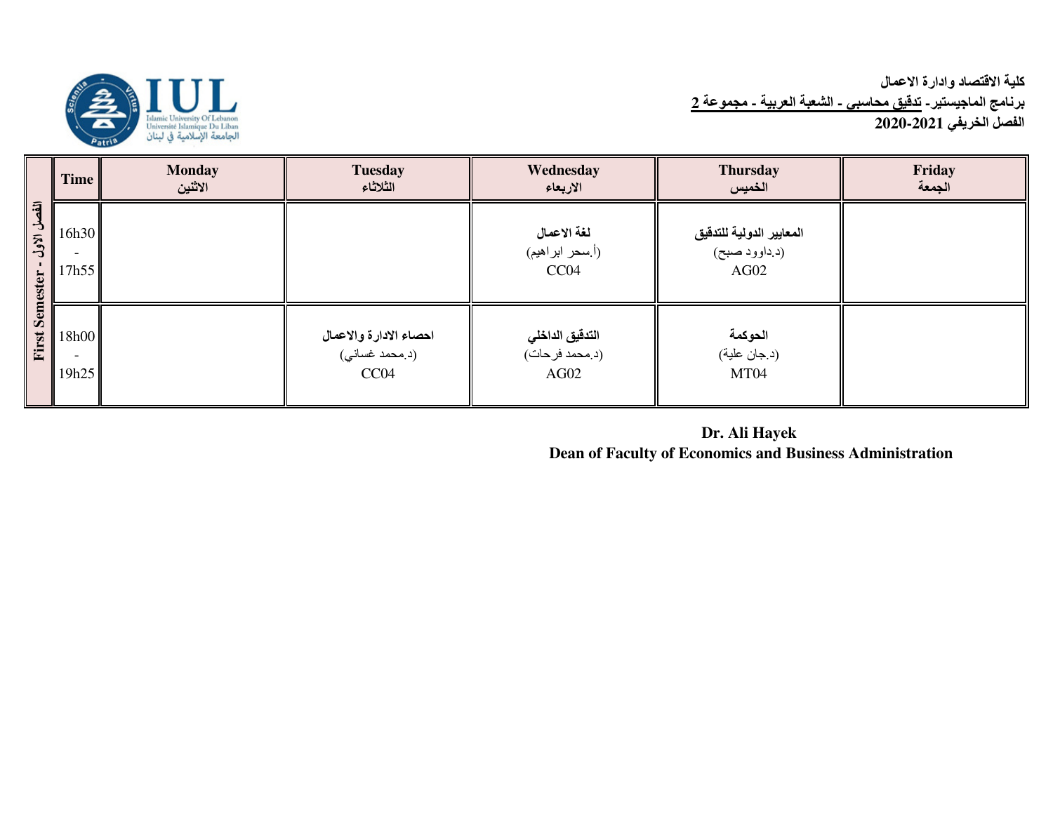**كلية الاقتصاد وادارة الاعمال**
**برنامج الماجيستير- تدقيق محاسبى - الشعبة العربية - مجموعة 2**
**الفصل الخريفي 2020-2021**

| | Time | Monday الاثنين | Tuesday الثلاثاء | Wednesday الاربعاء | Thursday الخميس | Friday الجمعة |
|---|---|---|---|---|---|---|
| First Semester - الفصل الاول | 16h30 - 17h55 | | | **لغة الاعمال** (أ.سحر ابراهيم) CC04 | **المعايير الدولية للتدقيق** (د.داوود صبح) AG02 | |
| | 18h00 - 19h25 | | **احصاء الادارة والاعمال** (د.محمد غساني) CC04 | **التدقيق الداخلي** (د.محمد فرحات) AG02 | **الحوكمة** (د.جان علية) MT04 | |

**Dr. Ali Hayek**
**Dean of Faculty of Economics and Business Administration**